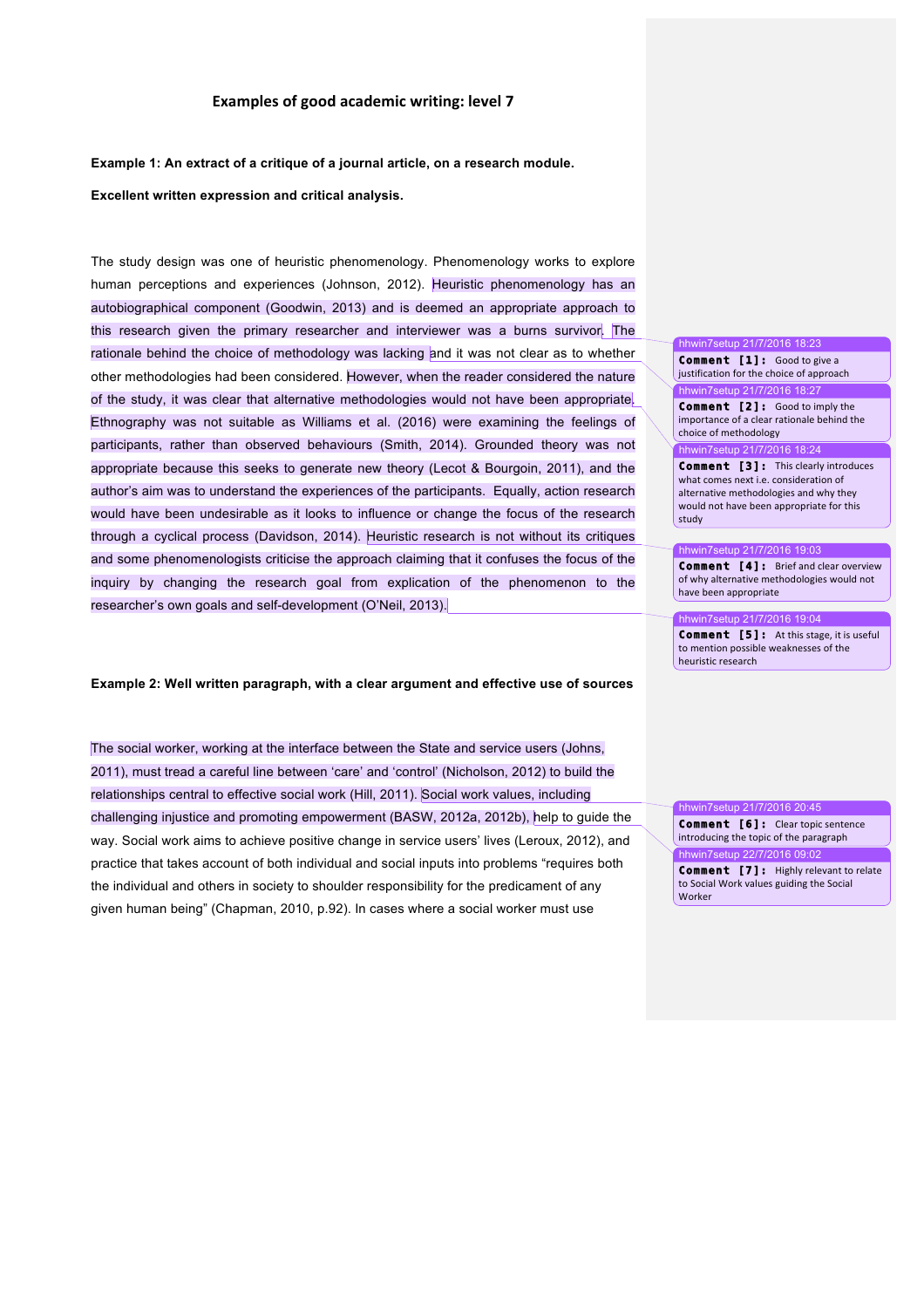## Examples of good academic writing: level 7

**Example 1: An extract of a critique of a journal article, on a research module.**

**Excellent written expression and critical analysis.**

The study design was one of heuristic phenomenology. Phenomenology works to explore human perceptions and experiences (Johnson, 2012). Heuristic phenomenology has an autobiographical component (Goodwin, 2013) and is deemed an appropriate approach to this research given the primary researcher and interviewer was a burns survivor. The rationale behind the choice of methodology was lacking and it was not clear as to whether other methodologies had been considered. However, when the reader considered the nature of the study, it was clear that alternative methodologies would not have been appropriate. Ethnography was not suitable as Williams et al. (2016) were examining the feelings of participants, rather than observed behaviours (Smith, 2014). Grounded theory was not appropriate because this seeks to generate new theory (Lecot & Bourgoin, 2011), and the author's aim was to understand the experiences of the participants. Equally, action research would have been undesirable as it looks to influence or change the focus of the research through a cyclical process (Davidson, 2014). Heuristic research is not without its critiques and some phenomenologists criticise the approach claiming that it confuses the focus of the inquiry by changing the research goal from explication of the phenomenon to the researcher's own goals and self-development (O'Neil, 2013).

> hhwin7setup 21/7/2016 18:23
> **Comment [1]:** Good to give a justification for the choice of approach

> hhwin7setup 21/7/2016 18:27
> **Comment [2]:** Good to imply the importance of a clear rationale behind the choice of methodology

> hhwin7setup 21/7/2016 18:24
> **Comment [3]:** This clearly introduces what comes next i.e. consideration of alternative methodologies and why they would not have been appropriate for this study

> hhwin7setup 21/7/2016 19:03
> **Comment [4]:** Brief and clear overview of why alternative methodologies would not have been appropriate

> hhwin7setup 21/7/2016 19:04
> **Comment [5]:** At this stage, it is useful to mention possible weaknesses of the heuristic research

**Example 2: Well written paragraph, with a clear argument and effective use of sources**

The social worker, working at the interface between the State and service users (Johns, 2011), must tread a careful line between 'care' and 'control' (Nicholson, 2012) to build the relationships central to effective social work (Hill, 2011). Social work values, including challenging injustice and promoting empowerment (BASW, 2012a, 2012b), help to guide the way. Social work aims to achieve positive change in service users' lives (Leroux, 2012), and practice that takes account of both individual and social inputs into problems "requires both the individual and others in society to shoulder responsibility for the predicament of any given human being" (Chapman, 2010, p.92). In cases where a social worker must use

> hhwin7setup 21/7/2016 20:45
> **Comment [6]:** Clear topic sentence introducing the topic of the paragraph

> hhwin7setup 22/7/2016 09:02
> **Comment [7]:** Highly relevant to relate to Social Work values guiding the Social Worker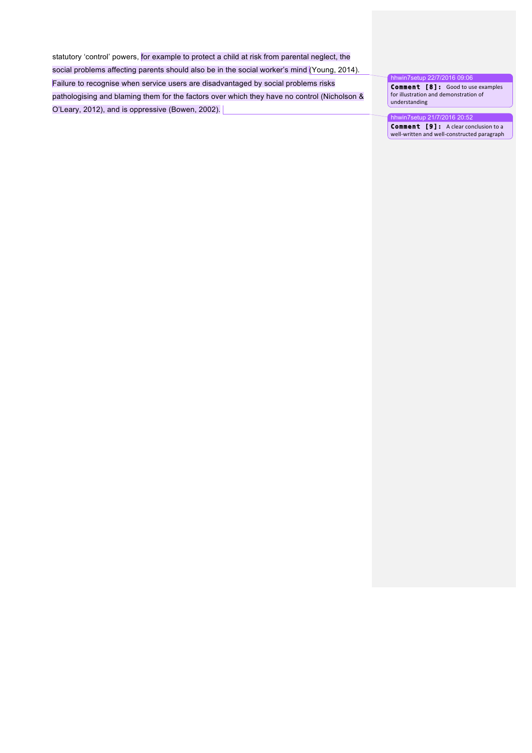statutory 'control' powers, for example to protect a child at risk from parental neglect, the social problems affecting parents should also be in the social worker's mind (Young, 2014). Failure to recognise when service users are disadvantaged by social problems risks pathologising and blaming them for the factors over which they have no control (Nicholson & O'Leary, 2012), and is oppressive (Bowen, 2002).

hhwin7setup 22/7/2016 09:06
**Comment [8]:** Good to use examples for illustration and demonstration of understanding

hhwin7setup 21/7/2016 20:52
**Comment [9]:** A clear conclusion to a well-written and well-constructed paragraph